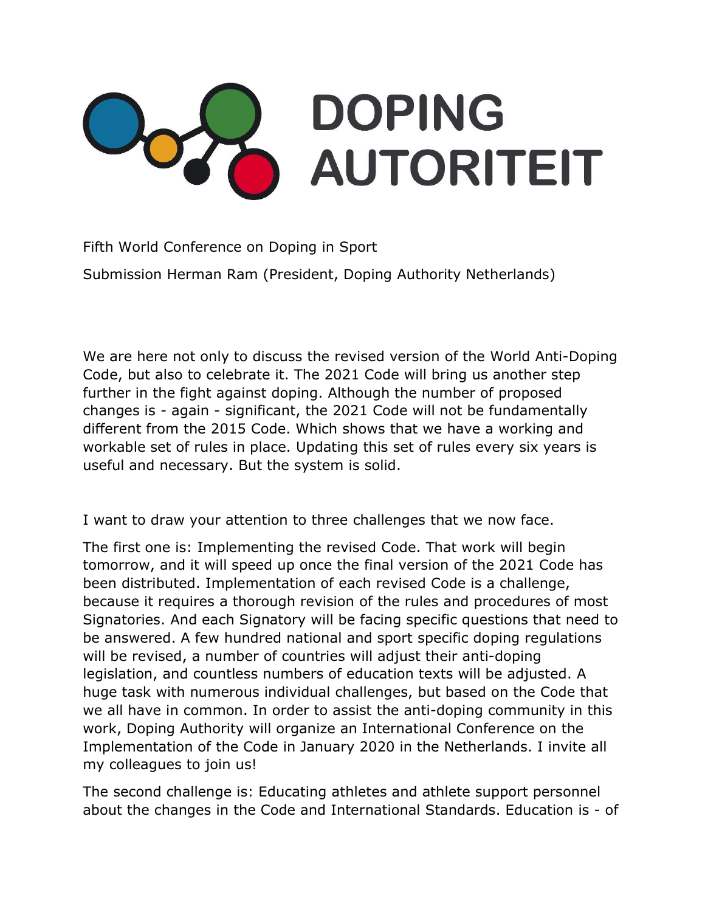# DOPING AUTORITEIT

Fifth World Conference on Doping in Sport

Submission Herman Ram (President, Doping Authority Netherlands)

We are here not only to discuss the revised version of the World Anti-Doping Code, but also to celebrate it. The 2021 Code will bring us another step further in the fight against doping. Although the number of proposed changes is - again - significant, the 2021 Code will not be fundamentally different from the 2015 Code. Which shows that we have a working and workable set of rules in place. Updating this set of rules every six years is useful and necessary. But the system is solid.

I want to draw your attention to three challenges that we now face.

The first one is: Implementing the revised Code. That work will begin tomorrow, and it will speed up once the final version of the 2021 Code has been distributed. Implementation of each revised Code is a challenge, because it requires a thorough revision of the rules and procedures of most Signatories. And each Signatory will be facing specific questions that need to be answered. A few hundred national and sport specific doping regulations will be revised, a number of countries will adjust their anti-doping legislation, and countless numbers of education texts will be adjusted. A huge task with numerous individual challenges, but based on the Code that we all have in common. In order to assist the anti-doping community in this work, Doping Authority will organize an International Conference on the Implementation of the Code in January 2020 in the Netherlands. I invite all my colleagues to join us!

The second challenge is: Educating athletes and athlete support personnel about the changes in the Code and International Standards. Education is - of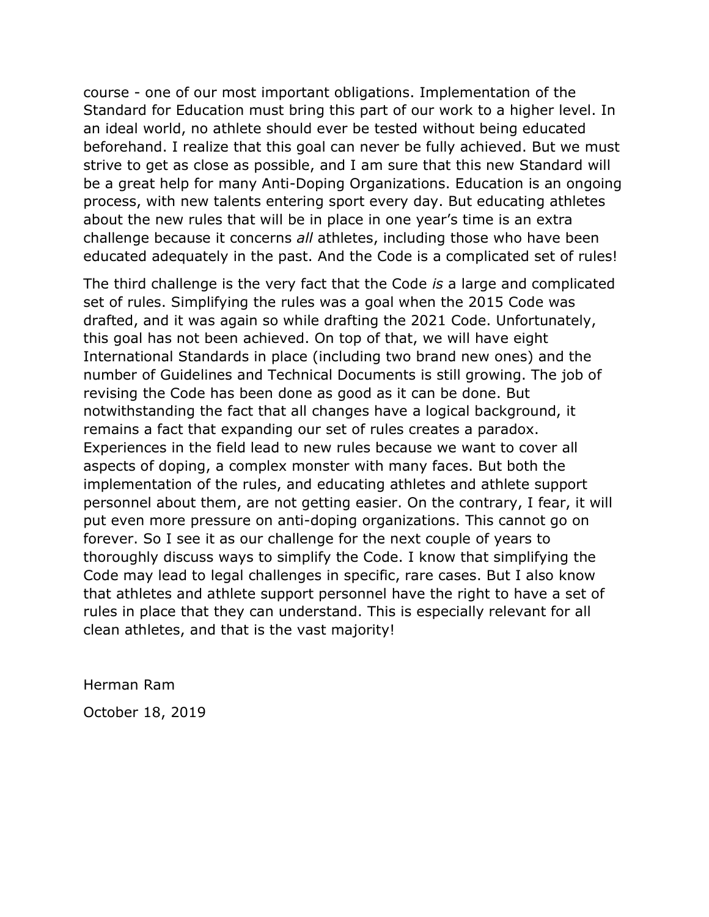course - one of our most important obligations. Implementation of the Standard for Education must bring this part of our work to a higher level. In an ideal world, no athlete should ever be tested without being educated beforehand. I realize that this goal can never be fully achieved. But we must strive to get as close as possible, and I am sure that this new Standard will be a great help for many Anti-Doping Organizations. Education is an ongoing process, with new talents entering sport every day. But educating athletes about the new rules that will be in place in one year's time is an extra challenge because it concerns *all* athletes, including those who have been educated adequately in the past. And the Code is a complicated set of rules!

The third challenge is the very fact that the Code *is* a large and complicated set of rules. Simplifying the rules was a goal when the 2015 Code was drafted, and it was again so while drafting the 2021 Code. Unfortunately, this goal has not been achieved. On top of that, we will have eight International Standards in place (including two brand new ones) and the number of Guidelines and Technical Documents is still growing. The job of revising the Code has been done as good as it can be done. But notwithstanding the fact that all changes have a logical background, it remains a fact that expanding our set of rules creates a paradox. Experiences in the field lead to new rules because we want to cover all aspects of doping, a complex monster with many faces. But both the implementation of the rules, and educating athletes and athlete support personnel about them, are not getting easier. On the contrary, I fear, it will put even more pressure on anti-doping organizations. This cannot go on forever. So I see it as our challenge for the next couple of years to thoroughly discuss ways to simplify the Code. I know that simplifying the Code may lead to legal challenges in specific, rare cases. But I also know that athletes and athlete support personnel have the right to have a set of rules in place that they can understand. This is especially relevant for all clean athletes, and that is the vast majority!

Herman Ram

October 18, 2019